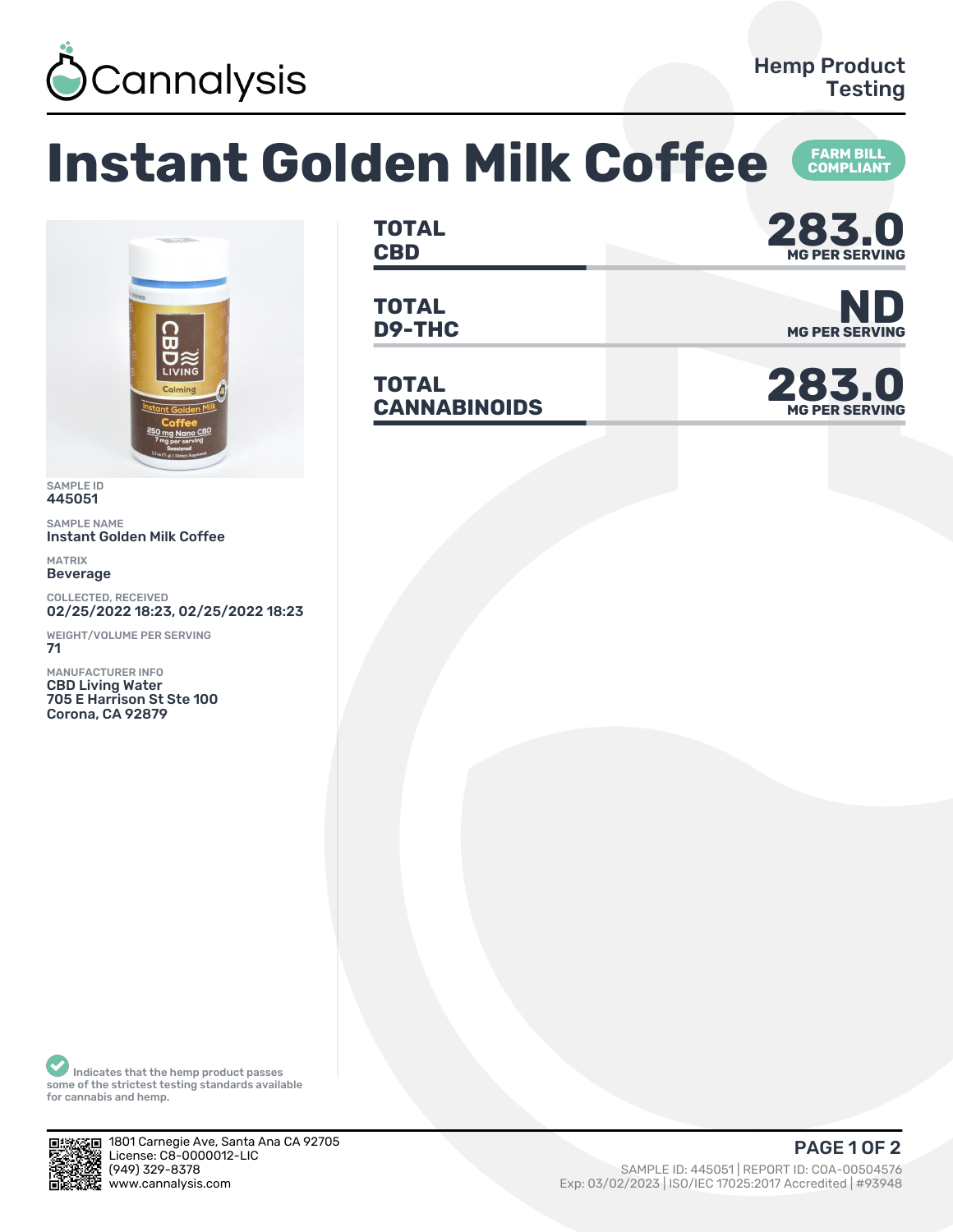Cannalysis

Hemp Product Testing

# Instant Golden Milk Coffee

FARM BILL COMPLIANT

| | | |
|---|---|---|
| TOTAL CBD | 283.0 | MG PER SERVING |
| TOTAL D9-THC | ND | MG PER SERVING |
| TOTAL CANNABINOIDS | 283.0 | MG PER SERVING |

SAMPLE ID
445051

SAMPLE NAME
Instant Golden Milk Coffee

MATRIX
Beverage

COLLECTED, RECEIVED
02/25/2022 18:23, 02/25/2022 18:23

WEIGHT/VOLUME PER SERVING
71

MANUFACTURER INFO
CBD Living Water
705 E Harrison St Ste 100
Corona, CA 92879

Indicates that the hemp product passes some of the strictest testing standards available for cannabis and hemp.

1801 Carnegie Ave, Santa Ana CA 92705
License: C8-0000012-LIC
(949) 329-8378
www.cannalysis.com

SAMPLE ID: 445051 | REPORT ID: COA-00504576
Exp: 03/02/2023 | ISO/IEC 17025:2017 Accredited | #93948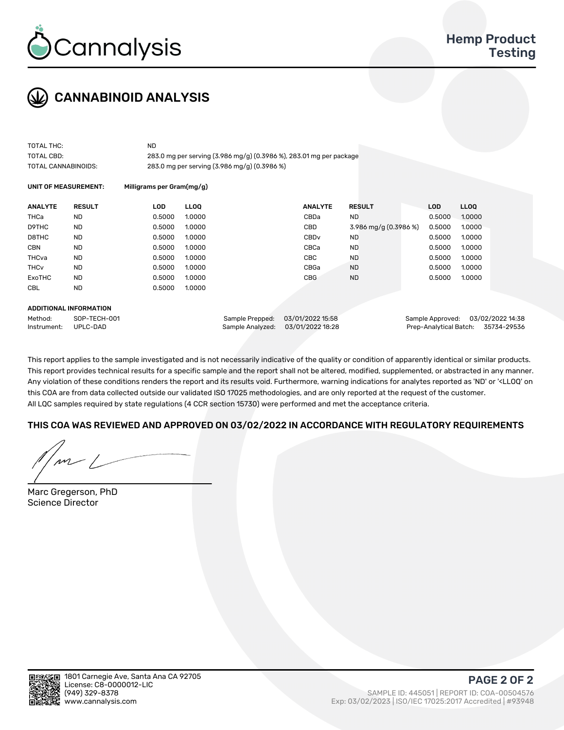# Cannalysis

**Hemp Product Testing**

## CANNABINOID ANALYSIS

| | |
|---|---|
| TOTAL THC: | ND |
| TOTAL CBD: | 283.0 mg per serving (3.986 mg/g) (0.3986 %), 283.01 mg per package |
| TOTAL CANNABINOIDS: | 283.0 mg per serving (3.986 mg/g) (0.3986 %) |

**UNIT OF MEASUREMENT:** Milligrams per Gram(mg/g)

| ANALYTE | RESULT | LOD | LLOQ | ANALYTE | RESULT | LOD | LLOQ |
|---|---|---|---|---|---|---|---|
| THCa | ND | 0.5000 | 1.0000 | CBDa | ND | 0.5000 | 1.0000 |
| D9THC | ND | 0.5000 | 1.0000 | CBD | 3.986 mg/g (0.3986 %) | 0.5000 | 1.0000 |
| D8THC | ND | 0.5000 | 1.0000 | CBDv | ND | 0.5000 | 1.0000 |
| CBN | ND | 0.5000 | 1.0000 | CBCa | ND | 0.5000 | 1.0000 |
| THCva | ND | 0.5000 | 1.0000 | CBC | ND | 0.5000 | 1.0000 |
| THCv | ND | 0.5000 | 1.0000 | CBGa | ND | 0.5000 | 1.0000 |
| ExoTHC | ND | 0.5000 | 1.0000 | CBG | ND | 0.5000 | 1.0000 |
| CBL | ND | 0.5000 | 1.0000 | | | | |

**ADDITIONAL INFORMATION**

| | | | | | |
|---|---|---|---|---|---|
| Method: | SOP-TECH-001 | Sample Prepped: | 03/01/2022 15:58 | Sample Approved: | 03/02/2022 14:38 |
| Instrument: | UPLC-DAD | Sample Analyzed: | 03/01/2022 18:28 | Prep-Analytical Batch: | 35734-29536 |

This report applies to the sample investigated and is not necessarily indicative of the quality or condition of apparently identical or similar products. This report provides technical results for a specific sample and the report shall not be altered, modified, supplemented, or abstracted in any manner. Any violation of these conditions renders the report and its results void. Furthermore, warning indications for analytes reported as 'ND' or '<LLOQ' on this COA are from data collected outside our validated ISO 17025 methodologies, and are only reported at the request of the customer. All LQC samples required by state regulations (4 CCR section 15730) were performed and met the acceptance criteria.

**THIS COA WAS REVIEWED AND APPROVED ON 03/02/2022 IN ACCORDANCE WITH REGULATORY REQUIREMENTS**

Marc Gregerson, PhD
Science Director

1801 Carnegie Ave, Santa Ana CA 92705
License: C8-0000012-LIC
(949) 329-8378
www.cannalysis.com

SAMPLE ID: 445051 | REPORT ID: COA-00504576
Exp: 03/02/2023 | ISO/IEC 17025:2017 Accredited | #93948